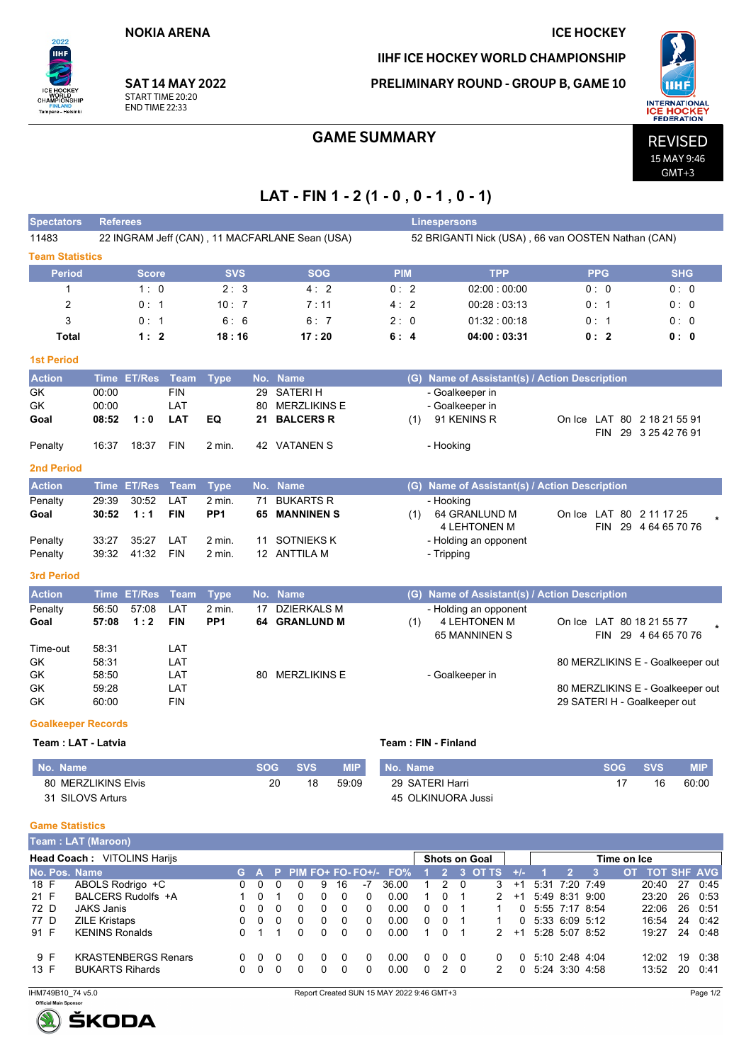NOKIA ARENA

SAT 14 MAY 2022
START TIME 20:20
END TIME 22:33

ICE HOCKEY

IIHF ICE HOCKEY WORLD CHAMPIONSHIP

PRELIMINARY ROUND - GROUP B, GAME 10

# GAME SUMMARY

REVISED
15 MAY 9:46
GMT+3

## LAT - FIN 1 - 2 (1 - 0 , 0 - 1 , 0 - 1)

| Spectators | Referees | Linespersons |
|---|---|---|
| 11483 | 22 INGRAM Jeff (CAN) , 11 MACFARLANE Sean (USA) | 52 BRIGANTI Nick (USA) , 66 van OOSTEN Nathan (CAN) |

### Team Statistics

| Period | Score | SVS | SOG | PIM | TPP | PPG | SHG |
|---|---|---|---|---|---|---|---|
| 1 | 1 : 0 | 2 : 3 | 4 : 2 | 0 : 2 | 02:00 : 00:00 | 0 : 0 | 0 : 0 |
| 2 | 0 : 1 | 10 : 7 | 7 : 11 | 4 : 2 | 00:28 : 03:13 | 0 : 1 | 0 : 0 |
| 3 | 0 : 1 | 6 : 6 | 6 : 7 | 2 : 0 | 01:32 : 00:18 | 0 : 1 | 0 : 0 |
| **Total** | **1 : 2** | **18 : 16** | **17 : 20** | **6 : 4** | **04:00 : 03:31** | **0 : 2** | **0 : 0** |

### 1st Period

| Action | Time | ET/Res | Team | Type | No. | Name | (G) | Name of Assistant(s) / Action Description | |
|---|---|---|---|---|---|---|---|---|---|
| GK | 00:00 | | FIN | | 29 | SATERI H | | - Goalkeeper in | |
| GK | 00:00 | | LAT | | 80 | MERZLIKINS E | | - Goalkeeper in | |
| **Goal** | **08:52** | **1 : 0** | **LAT** | **EQ** | **21** | **BALCERS R** | (1) | 91 KENINS R | On Ice LAT 80 2 18 21 55 91 / FIN 29 3 25 42 76 91 |
| Penalty | 16:37 | 18:37 | FIN | 2 min. | 42 | VATANEN S | | - Hooking | |

### 2nd Period

| Action | Time | ET/Res | Team | Type | No. | Name | (G) | Name of Assistant(s) / Action Description | |
|---|---|---|---|---|---|---|---|---|---|
| Penalty | 29:39 | 30:52 | LAT | 2 min. | 71 | BUKARTS R | | - Hooking | |
| **Goal** | **30:52** | **1 : 1** | **FIN** | **PP1** | **65** | **MANNINEN S** | (1) | 64 GRANLUND M, 4 LEHTONEN M | On Ice LAT 80 2 11 17 25 / FIN 29 4 64 65 70 76 * |
| Penalty | 33:27 | 35:27 | LAT | 2 min. | 11 | SOTNIEKS K | | - Holding an opponent | |
| Penalty | 39:32 | 41:32 | FIN | 2 min. | 12 | ANTTILA M | | - Tripping | |

### 3rd Period

| Action | Time | ET/Res | Team | Type | No. | Name | (G) | Name of Assistant(s) / Action Description | |
|---|---|---|---|---|---|---|---|---|---|
| Penalty | 56:50 | 57:08 | LAT | 2 min. | 17 | DZIERKALS M | | - Holding an opponent | |
| **Goal** | **57:08** | **1 : 2** | **FIN** | **PP1** | **64** | **GRANLUND M** | (1) | 4 LEHTONEN M, 65 MANNINEN S | On Ice LAT 80 18 21 55 77 / FIN 29 4 64 65 70 76 * |
| Time-out | 58:31 | | LAT | | | | | | |
| GK | 58:31 | | LAT | | | | | | 80 MERZLIKINS E - Goalkeeper out |
| GK | 58:50 | | LAT | | 80 | MERZLIKINS E | | - Goalkeeper in | |
| GK | 59:28 | | LAT | | | | | | 80 MERZLIKINS E - Goalkeeper out |
| GK | 60:00 | | FIN | | | | | | 29 SATERI H - Goalkeeper out |

### Goalkeeper Records

**Team : LAT - Latvia**

| No. Name | SOG | SVS | MIP |
|---|---|---|---|
| 80 MERZLIKINS Elvis | 20 | 18 | 59:09 |
| 31 SILOVS Arturs | | | |

**Team : FIN - Finland**

| No. Name | SOG | SVS | MIP |
|---|---|---|---|
| 29 SATERI Harri | 17 | 16 | 60:00 |
| 45 OLKINUORA Jussi | | | |

### Game Statistics

**Team : LAT (Maroon)**

**Head Coach :** VITOLINS Harijs

| No. | Pos. | Name | G | A | P | PIM | FO+ | FO- | FO+/- | FO% | SOG 1 | SOG 2 | SOG 3 | SOG OT | SOG TS | +/- | TOI 1 | TOI 2 | TOI 3 | TOI OT | TOT | SHF | AVG |
|---|---|---|---|---|---|---|---|---|---|---|---|---|---|---|---|---|---|---|---|---|---|---|---|
| 18 | F | ABOLS Rodrigo +C | 0 | 0 | 0 | 0 | 9 | 16 | -7 | 36.00 | 1 | 2 | 0 | | 3 | +1 | 5:31 | 7:20 | 7:49 | | 20:40 | 27 | 0:45 |
| 21 | F | BALCERS Rudolfs +A | 1 | 0 | 1 | 0 | 0 | 0 | 0 | 0.00 | 1 | 0 | 1 | | 2 | +1 | 5:49 | 8:31 | 9:00 | | 23:20 | 26 | 0:53 |
| 72 | D | JAKS Janis | 0 | 0 | 0 | 0 | 0 | 0 | 0 | 0.00 | 0 | 0 | 1 | | 1 | 0 | 5:55 | 7:17 | 8:54 | | 22:06 | 26 | 0:51 |
| 77 | D | ZILE Kristaps | 0 | 0 | 0 | 0 | 0 | 0 | 0 | 0.00 | 0 | 0 | 1 | | 1 | 0 | 5:33 | 6:09 | 5:12 | | 16:54 | 24 | 0:42 |
| 91 | F | KENINS Ronalds | 0 | 1 | 1 | 0 | 0 | 0 | 0 | 0.00 | 1 | 0 | 1 | | 2 | +1 | 5:28 | 5:07 | 8:52 | | 19:27 | 24 | 0:48 |
| 9 | F | KRASTENBERGS Renars | 0 | 0 | 0 | 0 | 0 | 0 | 0 | 0.00 | 0 | 0 | 0 | | 0 | 0 | 5:10 | 2:48 | 4:04 | | 12:02 | 19 | 0:38 |
| 13 | F | BUKARTS Rihards | 0 | 0 | 0 | 0 | 0 | 0 | 0 | 0.00 | 0 | 2 | 0 | | 2 | 0 | 5:24 | 3:30 | 4:58 | | 13:52 | 20 | 0:41 |

IHM749B10_74 v5.0 Report Created SUN 15 MAY 2022 9:46 GMT+3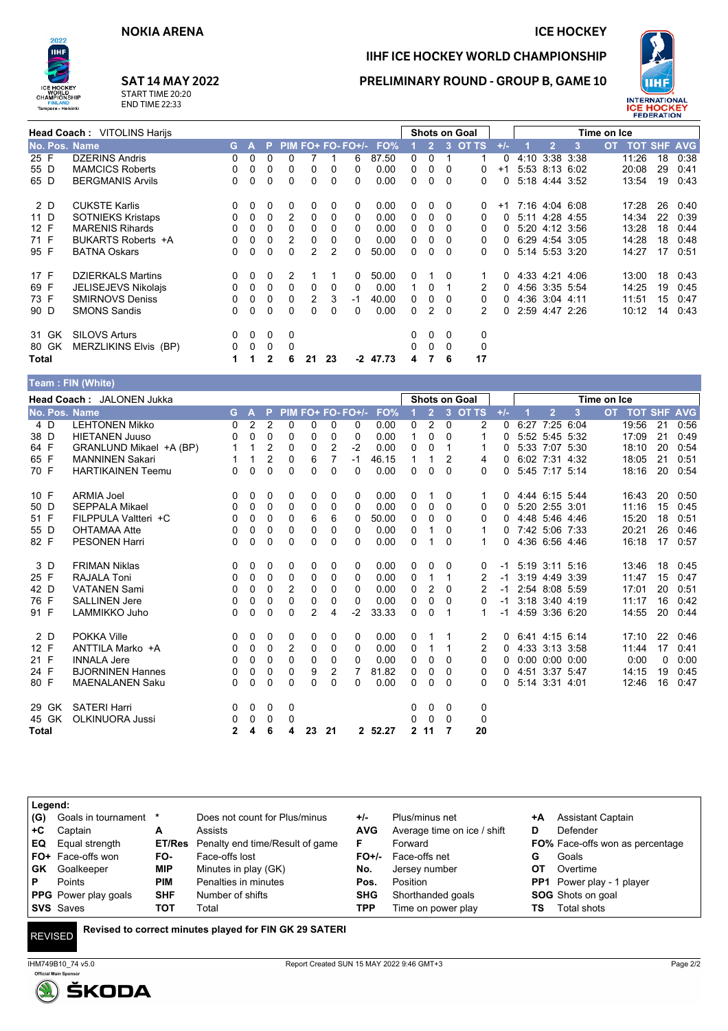NOKIA ARENA

ICE HOCKEY

IIHF ICE HOCKEY WORLD CHAMPIONSHIP

SAT 14 MAY 2022

START TIME 20:20

END TIME 22:33

PRELIMINARY ROUND - GROUP B, GAME 10

Head Coach : VITOLINS Harijs

| No. | Pos. | Name | G | A | P | PIM | FO+ | FO- | FO+/- | FO% | SOG 1 | SOG 2 | SOG 3 | SOG OT | TS | +/- | TOI 1 | TOI 2 | TOI 3 | TOI OT | TOT | SHF | AVG |
|---|---|---|---|---|---|---|---|---|---|---|---|---|---|---|---|---|---|---|---|---|---|---|---|
| 25 | F | DZERINS Andris | 0 | 0 | 0 | 0 | 7 | 1 | 6 | 87.50 | 0 | 0 | 1 | | 1 | 0 | 4:10 | 3:38 | 3:38 | | 11:26 | 18 | 0:38 |
| 55 | D | MAMCICS Roberts | 0 | 0 | 0 | 0 | 0 | 0 | 0 | 0.00 | 0 | 0 | 0 | | 0 | +1 | 5:53 | 8:13 | 6:02 | | 20:08 | 29 | 0:41 |
| 65 | D | BERGMANIS Arvils | 0 | 0 | 0 | 0 | 0 | 0 | 0 | 0.00 | 0 | 0 | 0 | | 0 | 0 | 5:18 | 4:44 | 3:52 | | 13:54 | 19 | 0:43 |
| 2 | D | CUKSTE Karlis | 0 | 0 | 0 | 0 | 0 | 0 | 0 | 0.00 | 0 | 0 | 0 | | 0 | +1 | 7:16 | 4:04 | 6:08 | | 17:28 | 26 | 0:40 |
| 11 | D | SOTNIEKS Kristaps | 0 | 0 | 0 | 2 | 0 | 0 | 0 | 0.00 | 0 | 0 | 0 | | 0 | 0 | 5:11 | 4:28 | 4:55 | | 14:34 | 22 | 0:39 |
| 12 | F | MARENIS Rihards | 0 | 0 | 0 | 0 | 0 | 0 | 0 | 0.00 | 0 | 0 | 0 | | 0 | 0 | 5:20 | 4:12 | 3:56 | | 13:28 | 18 | 0:44 |
| 71 | F | BUKARTS Roberts +A | 0 | 0 | 0 | 2 | 0 | 0 | 0 | 0.00 | 0 | 0 | 0 | | 0 | 0 | 6:29 | 4:54 | 3:05 | | 14:28 | 18 | 0:48 |
| 95 | F | BATNA Oskars | 0 | 0 | 0 | 0 | 2 | 2 | 0 | 50.00 | 0 | 0 | 0 | | 0 | 0 | 5:14 | 5:53 | 3:20 | | 14:27 | 17 | 0:51 |
| 17 | F | DZIERKALS Martins | 0 | 0 | 0 | 2 | 1 | 1 | 0 | 50.00 | 0 | 1 | 0 | | 1 | 0 | 4:33 | 4:21 | 4:06 | | 13:00 | 18 | 0:43 |
| 69 | F | JELISEJEVS Nikolajs | 0 | 0 | 0 | 0 | 0 | 0 | 0 | 0.00 | 1 | 0 | 1 | | 2 | 0 | 4:56 | 3:35 | 5:54 | | 14:25 | 19 | 0:45 |
| 73 | F | SMIRNOVS Deniss | 0 | 0 | 0 | 0 | 2 | 3 | -1 | 40.00 | 0 | 0 | 0 | | 0 | 0 | 4:36 | 3:04 | 4:11 | | 11:51 | 15 | 0:47 |
| 90 | D | SMONS Sandis | 0 | 0 | 0 | 0 | 0 | 0 | 0 | 0.00 | 0 | 2 | 0 | | 2 | 0 | 2:59 | 4:47 | 2:26 | | 10:12 | 14 | 0:43 |
| 31 | GK | SILOVS Arturs | 0 | 0 | 0 | 0 | | | | | 0 | 0 | 0 | | 0 | | | | | | | | |
| 80 | GK | MERZLIKINS Elvis (BP) | 0 | 0 | 0 | 0 | | | | | 0 | 0 | 0 | | 0 | | | | | | | | |
| Total | | | 1 | 1 | 2 | 6 | 21 | 23 | -2 | 47.73 | 4 | 7 | 6 | | 17 | | | | | | | | |

## Team : FIN (White)

Head Coach : JALONEN Jukka

| No. | Pos. | Name | G | A | P | PIM | FO+ | FO- | FO+/- | FO% | SOG 1 | SOG 2 | SOG 3 | SOG OT | TS | +/- | TOI 1 | TOI 2 | TOI 3 | TOI OT | TOT | SHF | AVG |
|---|---|---|---|---|---|---|---|---|---|---|---|---|---|---|---|---|---|---|---|---|---|---|---|
| 4 | D | LEHTONEN Mikko | 0 | 2 | 2 | 0 | 0 | 0 | 0 | 0.00 | 0 | 2 | 0 | | 2 | 0 | 6:27 | 7:25 | 6:04 | | 19:56 | 21 | 0:56 |
| 38 | D | HIETANEN Juuso | 0 | 0 | 0 | 0 | 0 | 0 | 0 | 0.00 | 1 | 0 | 0 | | 1 | 0 | 5:52 | 5:45 | 5:32 | | 17:09 | 21 | 0:49 |
| 64 | F | GRANLUND Mikael +A (BP) | 1 | 1 | 2 | 0 | 0 | 2 | -2 | 0.00 | 0 | 0 | 1 | | 1 | 0 | 5:33 | 7:07 | 5:30 | | 18:10 | 20 | 0:54 |
| 65 | F | MANNINEN Sakari | 1 | 1 | 2 | 0 | 6 | 7 | -1 | 46.15 | 1 | 1 | 2 | | 4 | 0 | 6:02 | 7:31 | 4:32 | | 18:05 | 21 | 0:51 |
| 70 | F | HARTIKAINEN Teemu | 0 | 0 | 0 | 0 | 0 | 0 | 0 | 0.00 | 0 | 0 | 0 | | 0 | 0 | 5:45 | 7:17 | 5:14 | | 18:16 | 20 | 0:54 |
| 10 | F | ARMIA Joel | 0 | 0 | 0 | 0 | 0 | 0 | 0 | 0.00 | 0 | 1 | 0 | | 1 | 0 | 4:44 | 6:15 | 5:44 | | 16:43 | 20 | 0:50 |
| 50 | D | SEPPALA Mikael | 0 | 0 | 0 | 0 | 0 | 0 | 0 | 0.00 | 0 | 0 | 0 | | 0 | 0 | 5:20 | 2:55 | 3:01 | | 11:16 | 15 | 0:45 |
| 51 | F | FILPPULA Valtteri +C | 0 | 0 | 0 | 0 | 6 | 6 | 0 | 50.00 | 0 | 0 | 0 | | 0 | 0 | 4:48 | 5:46 | 4:46 | | 15:20 | 18 | 0:51 |
| 55 | D | OHTAMAA Atte | 0 | 0 | 0 | 0 | 0 | 0 | 0 | 0.00 | 0 | 1 | 0 | | 1 | 0 | 7:42 | 5:06 | 7:33 | | 20:21 | 26 | 0:46 |
| 82 | F | PESONEN Harri | 0 | 0 | 0 | 0 | 0 | 0 | 0 | 0.00 | 0 | 1 | 0 | | 1 | 0 | 4:36 | 6:56 | 4:46 | | 16:18 | 17 | 0:57 |
| 3 | D | FRIMAN Niklas | 0 | 0 | 0 | 0 | 0 | 0 | 0 | 0.00 | 0 | 0 | 0 | | 0 | -1 | 5:19 | 3:11 | 5:16 | | 13:46 | 18 | 0:45 |
| 25 | F | RAJALA Toni | 0 | 0 | 0 | 0 | 0 | 0 | 0 | 0.00 | 0 | 1 | 1 | | 2 | -1 | 3:19 | 4:49 | 3:39 | | 11:47 | 15 | 0:47 |
| 42 | D | VATANEN Sami | 0 | 0 | 0 | 2 | 0 | 0 | 0 | 0.00 | 0 | 2 | 0 | | 2 | -1 | 2:54 | 8:08 | 5:59 | | 17:01 | 20 | 0:51 |
| 76 | F | SALLINEN Jere | 0 | 0 | 0 | 0 | 0 | 0 | 0 | 0.00 | 0 | 0 | 0 | | 0 | -1 | 3:18 | 3:40 | 4:19 | | 11:17 | 16 | 0:42 |
| 91 | F | LAMMIKKO Juho | 0 | 0 | 0 | 0 | 2 | 4 | -2 | 33.33 | 0 | 0 | 1 | | 1 | -1 | 4:59 | 3:36 | 6:20 | | 14:55 | 20 | 0:44 |
| 2 | D | POKKA Ville | 0 | 0 | 0 | 0 | 0 | 0 | 0 | 0.00 | 0 | 1 | 1 | | 2 | 0 | 6:41 | 4:15 | 6:14 | | 17:10 | 22 | 0:46 |
| 12 | F | ANTTILA Marko +A | 0 | 0 | 0 | 2 | 0 | 0 | 0 | 0.00 | 0 | 1 | 1 | | 2 | 0 | 4:33 | 3:13 | 3:58 | | 11:44 | 17 | 0:41 |
| 21 | F | INNALA Jere | 0 | 0 | 0 | 0 | 0 | 0 | 0 | 0.00 | 0 | 0 | 0 | | 0 | 0 | 0:00 | 0:00 | 0:00 | | 0:00 | 0 | 0:00 |
| 24 | F | BJORNINEN Hannes | 0 | 0 | 0 | 0 | 9 | 2 | 7 | 81.82 | 0 | 0 | 0 | | 0 | 0 | 4:51 | 3:37 | 5:47 | | 14:15 | 19 | 0:45 |
| 80 | F | MAENALANEN Saku | 0 | 0 | 0 | 0 | 0 | 0 | 0 | 0.00 | 0 | 0 | 0 | | 0 | 0 | 5:14 | 3:31 | 4:01 | | 12:46 | 16 | 0:47 |
| 29 | GK | SATERI Harri | 0 | 0 | 0 | 0 | | | | | 0 | 0 | 0 | | 0 | | | | | | | | |
| 45 | GK | OLKINUORA Jussi | 0 | 0 | 0 | 0 | | | | | 0 | 0 | 0 | | 0 | | | | | | | | |
| Total | | | 2 | 4 | 6 | 4 | 23 | 21 | 2 | 52.27 | 2 | 11 | 7 | | 20 | | | | | | | | |

**Legend:**

| | | | | | | | |
|---|---|---|---|---|---|---|---|
| (G) | Goals in tournament | * | Does not count for Plus/minus | +/- | Plus/minus net | +A | Assistant Captain |
| +C | Captain | A | Assists | AVG | Average time on ice / shift | D | Defender |
| EQ | Equal strength | ET/Res | Penalty end time/Result of game | F | Forward | FO% | Face-offs won as percentage |
| FO+ | Face-offs won | FO- | Face-offs lost | FO+/- | Face-offs net | G | Goals |
| GK | Goalkeeper | MIP | Minutes in play (GK) | No. | Jersey number | OT | Overtime |
| P | Points | PIM | Penalties in minutes | Pos. | Position | PP1 | Power play - 1 player |
| PPG | Power play goals | SHF | Number of shifts | SHG | Shorthanded goals | SOG | Shots on goal |
| SVS | Saves | TOT | Total | TPP | Time on power play | TS | Total shots |

REVISED **Revised to correct minutes played for FIN GK 29 SATERI**

IHM749B10_74 v5.0 Report Created SUN 15 MAY 2022 9:46 GMT+3